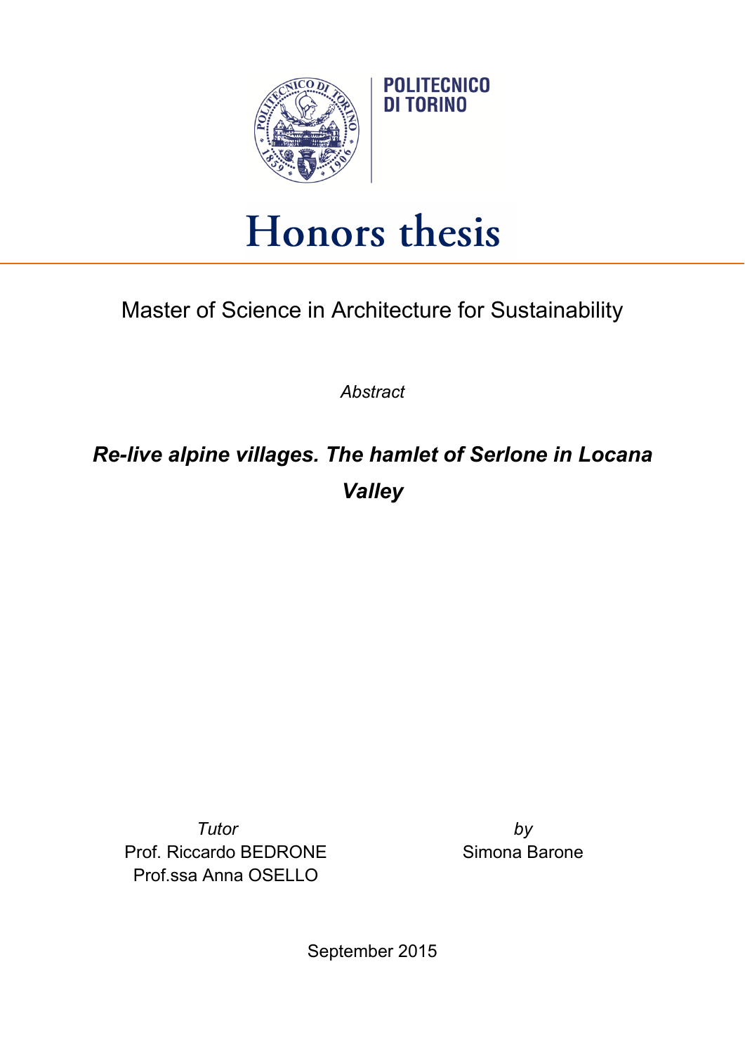POLITECNICO
DI TORINO

# Honors thesis

Master of Science in Architecture for Sustainability

*Abstract*

## ***Re-live alpine villages. The hamlet of Serlone in Locana Valley***

*Tutor*
Prof. Riccardo BEDRONE
Prof.ssa Anna OSELLO

*by*
Simona Barone

September 2015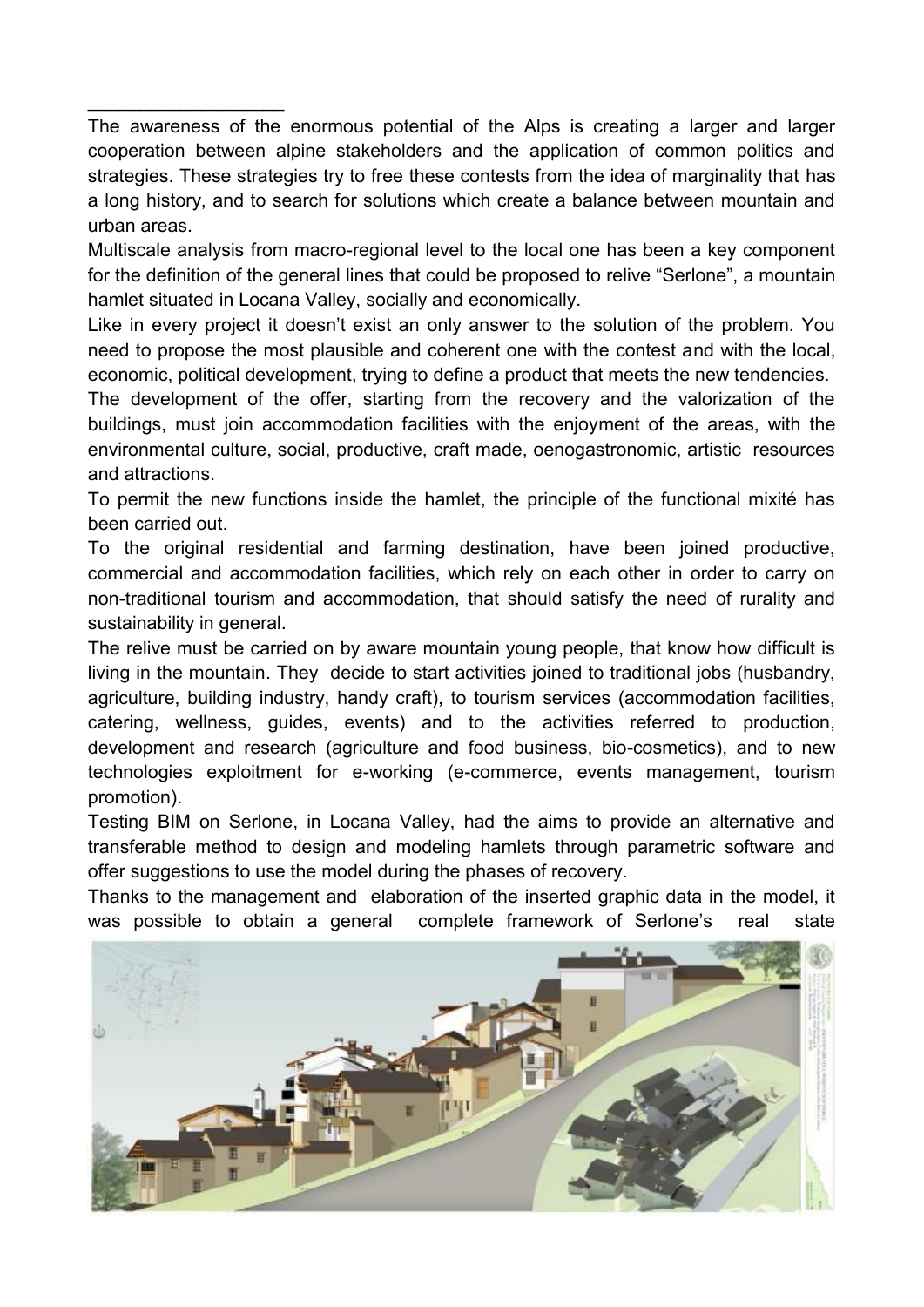The awareness of the enormous potential of the Alps is creating a larger and larger cooperation between alpine stakeholders and the application of common politics and strategies. These strategies try to free these contests from the idea of marginality that has a long history, and to search for solutions which create a balance between mountain and urban areas.

Multiscale analysis from macro-regional level to the local one has been a key component for the definition of the general lines that could be proposed to relive "Serlone", a mountain hamlet situated in Locana Valley, socially and economically.

Like in every project it doesn't exist an only answer to the solution of the problem. You need to propose the most plausible and coherent one with the contest and with the local, economic, political development, trying to define a product that meets the new tendencies.

The development of the offer, starting from the recovery and the valorization of the buildings, must join accommodation facilities with the enjoyment of the areas, with the environmental culture, social, productive, craft made, oenogastronomic, artistic resources and attractions.

To permit the new functions inside the hamlet, the principle of the functional mixité has been carried out.

To the original residential and farming destination, have been joined productive, commercial and accommodation facilities, which rely on each other in order to carry on non-traditional tourism and accommodation, that should satisfy the need of rurality and sustainability in general.

The relive must be carried on by aware mountain young people, that know how difficult is living in the mountain. They decide to start activities joined to traditional jobs (husbandry, agriculture, building industry, handy craft), to tourism services (accommodation facilities, catering, wellness, guides, events) and to the activities referred to production, development and research (agriculture and food business, bio-cosmetics), and to new technologies exploitment for e-working (e-commerce, events management, tourism promotion).

Testing BIM on Serlone, in Locana Valley, had the aims to provide an alternative and transferable method to design and modeling hamlets through parametric software and offer suggestions to use the model during the phases of recovery.

Thanks to the management and elaboration of the inserted graphic data in the model, it was possible to obtain a general complete framework of Serlone's real state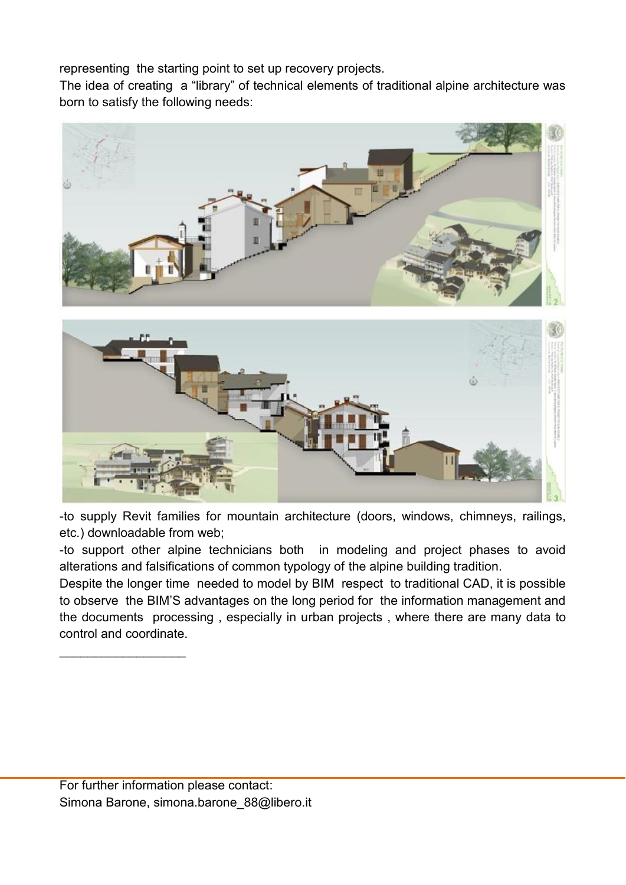representing the starting point to set up recovery projects.

The idea of creating a "library" of technical elements of traditional alpine architecture was born to satisfy the following needs:

-to supply Revit families for mountain architecture (doors, windows, chimneys, railings, etc.) downloadable from web;

-to support other alpine technicians both in modeling and project phases to avoid alterations and falsifications of common typology of the alpine building tradition.

Despite the longer time needed to model by BIM respect to traditional CAD, it is possible to observe the BIM'S advantages on the long period for the information management and the documents processing , especially in urban projects , where there are many data to control and coordinate.

---

For further information please contact:
Simona Barone, simona.barone_88@libero.it